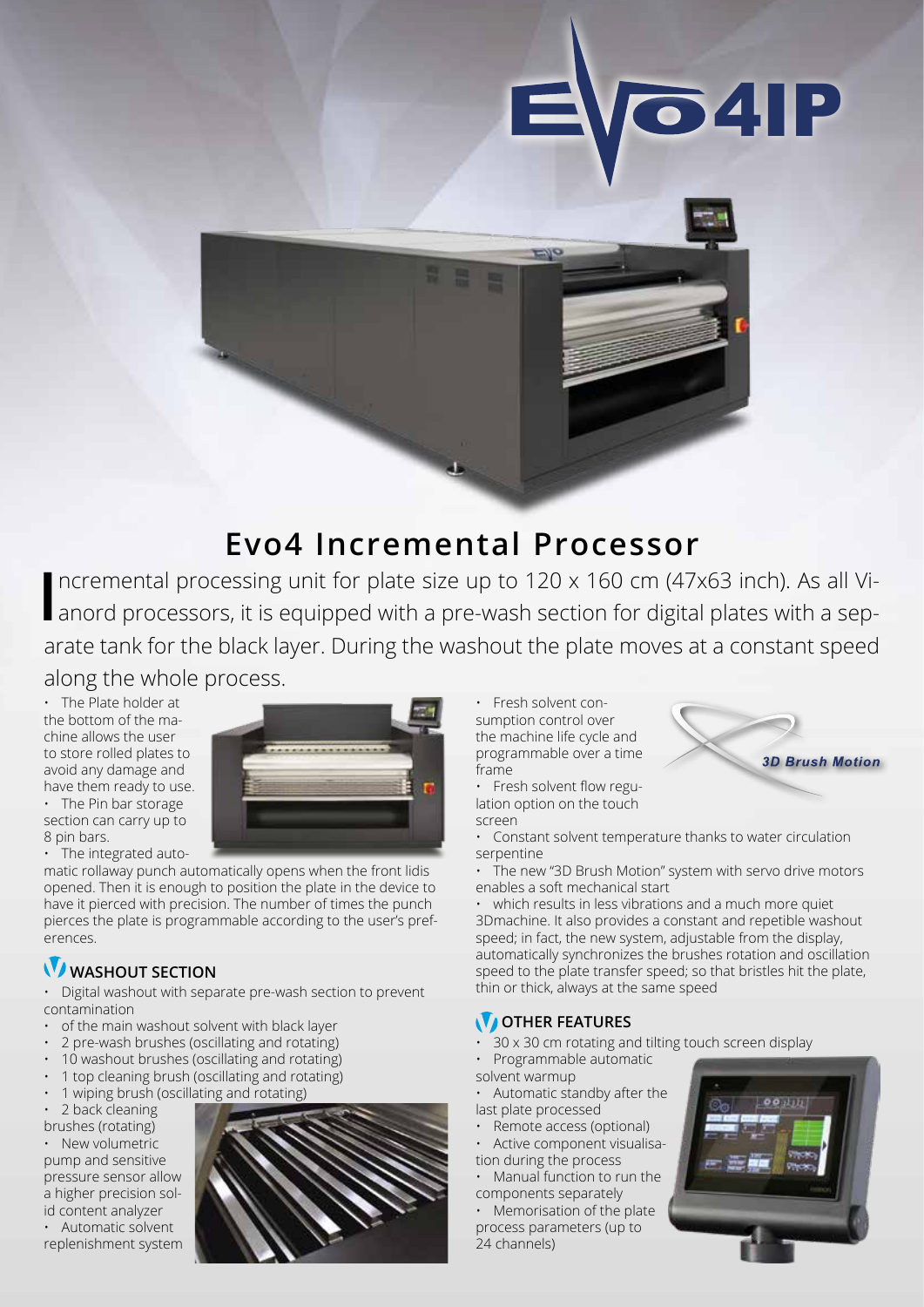# Evo4 Incremental Processor

Incremental processing unit for plate size up to 120 x 160 cm (47x63 inch). As all Vianord processors, it is equipped with a pre-wash section for digital plates with a separate tank for the black layer. During the washout the plate moves at a constant speed along the whole process.

- The Plate holder at the bottom of the machine allows the user to store rolled plates to avoid any damage and have them ready to use.
- The Pin bar storage section can carry up to 8 pin bars.
- The integrated automatic rollaway punch automatically opens when the front lidis opened. Then it is enough to position the plate in the device to have it pierced with precision. The number of times the punch pierces the plate is programmable according to the user's preferences.

## WASHOUT SECTION

- Digital washout with separate pre-wash section to prevent contamination
- of the main washout solvent with black layer
- 2 pre-wash brushes (oscillating and rotating)
- 10 washout brushes (oscillating and rotating)
- 1 top cleaning brush (oscillating and rotating)
- 1 wiping brush (oscillating and rotating)
- 2 back cleaning brushes (rotating)
- New volumetric pump and sensitive pressure sensor allow a higher precision solid content analyzer
- Automatic solvent replenishment system
- Fresh solvent consumption control over the machine life cycle and programmable over a time frame
- Fresh solvent flow regulation option on the touch screen
- Constant solvent temperature thanks to water circulation serpentine
- The new "3D Brush Motion" system with servo drive motors enables a soft mechanical start
- which results in less vibrations and a much more quiet 3Dmachine. It also provides a constant and repetible washout speed; in fact, the new system, adjustable from the display, automatically synchronizes the brushes rotation and oscillation speed to the plate transfer speed; so that bristles hit the plate, thin or thick, always at the same speed

3D Brush Motion

## OTHER FEATURES

- 30 x 30 cm rotating and tilting touch screen display
- Programmable automatic solvent warmup
- Automatic standby after the last plate processed
- Remote access (optional)
- Active component visualisation during the process
- Manual function to run the components separately
- Memorisation of the plate process parameters (up to 24 channels)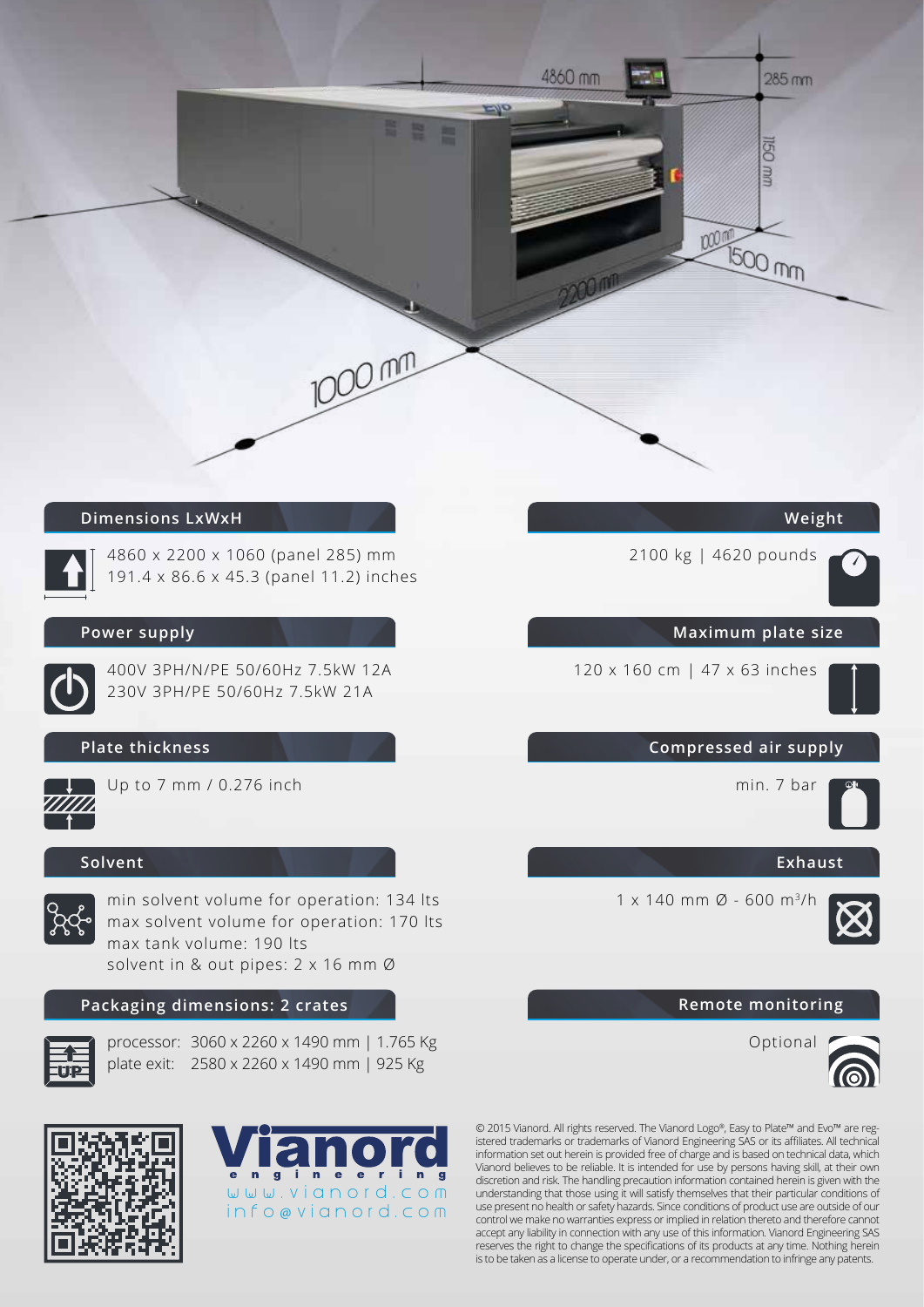4860 mm

285 mm

1150 mm

1000 mm

1500 mm

2200 mm

1000 mm

## Dimensions LxWxH

4860 x 2200 x 1060 (panel 285) mm
191.4 x 86.6 x 45.3 (panel 11.2) inches

## Weight

2100 kg | 4620 pounds

## Power supply

400V 3PH/N/PE 50/60Hz 7.5kW 12A
230V 3PH/PE 50/60Hz 7.5kW 21A

## Maximum plate size

120 x 160 cm | 47 x 63 inches

## Plate thickness

Up to 7 mm / 0.276 inch

## Compressed air supply

min. 7 bar

## Solvent

min solvent volume for operation: 134 lts
max solvent volume for operation: 170 lts
max tank volume: 190 lts
solvent in & out pipes: 2 x 16 mm Ø

## Exhaust

1 x 140 mm Ø - 600 m³/h

## Packaging dimensions: 2 crates

processor: 3060 x 2260 x 1490 mm | 1.765 Kg
plate exit: 2580 x 2260 x 1490 mm | 925 Kg

## Remote monitoring

Optional

Vianord engineering
www.vianord.com
info@vianord.com

© 2015 Vianord. All rights reserved. The Vianord Logo®, Easy to Plate™ and Evo™ are registered trademarks or trademarks of Vianord Engineering SAS or its affiliates. All technical information set out herein is provided free of charge and is based on technical data, which Vianord believes to be reliable. It is intended for use by persons having skill, at their own discretion and risk. The handling precaution information contained herein is given with the understanding that those using it will satisfy themselves that their particular conditions of use present no health or safety hazards. Since conditions of product use are outside of our control we make no warranties express or implied in relation thereto and therefore cannot accept any liability in connection with any use of this information. Vianord Engineering SAS reserves the right to change the specifications of its products at any time. Nothing herein is to be taken as a license to operate under, or a recommendation to infringe any patents.